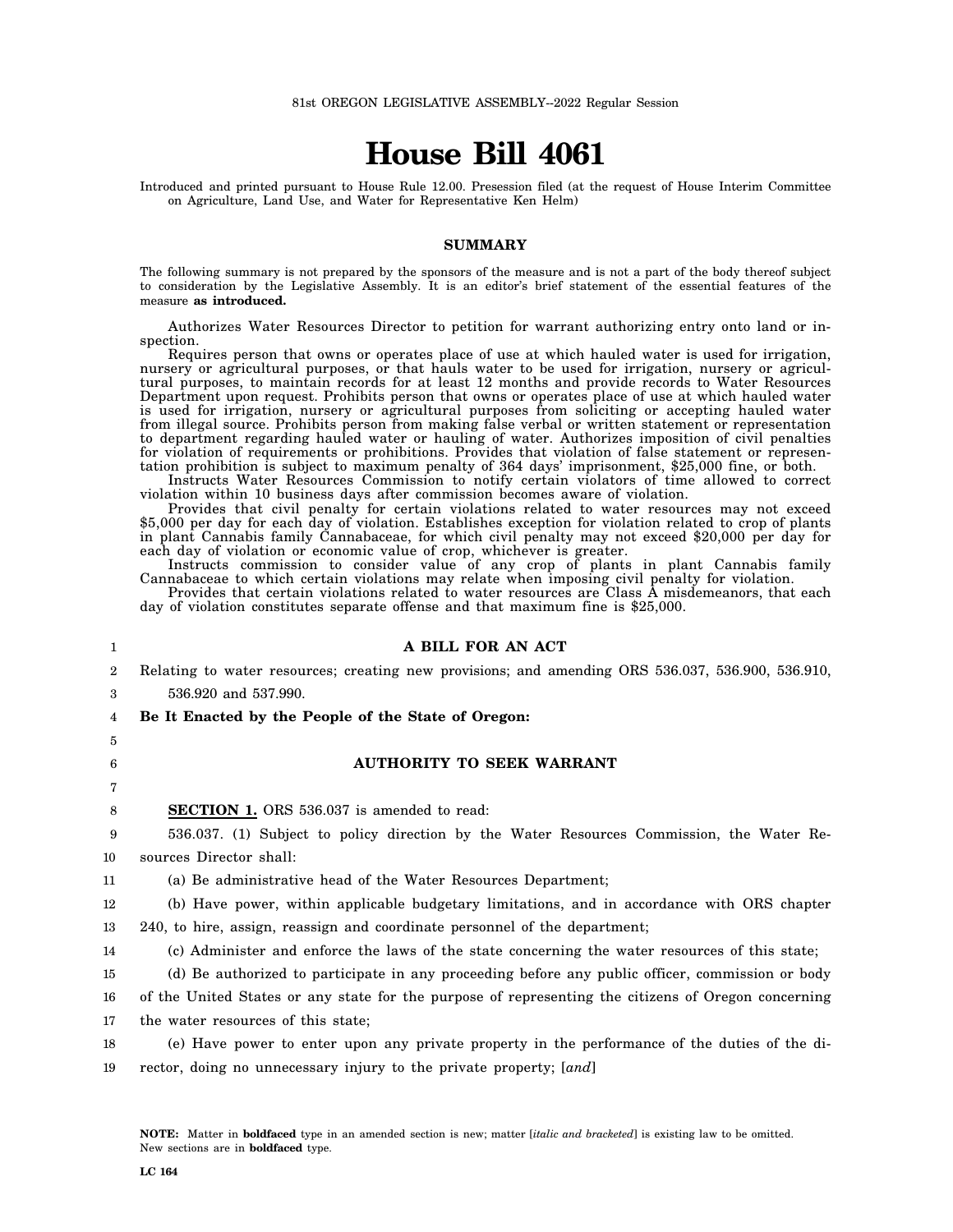81st OREGON LEGISLATIVE ASSEMBLY--2022 Regular Session

# House Bill 4061

Introduced and printed pursuant to House Rule 12.00. Presession filed (at the request of House Interim Committee on Agriculture, Land Use, and Water for Representative Ken Helm)

## SUMMARY

The following summary is not prepared by the sponsors of the measure and is not a part of the body thereof subject to consideration by the Legislative Assembly. It is an editor's brief statement of the essential features of the measure **as introduced.**

Authorizes Water Resources Director to petition for warrant authorizing entry onto land or inspection.

Requires person that owns or operates place of use at which hauled water is used for irrigation, nursery or agricultural purposes, or that hauls water to be used for irrigation, nursery or agricultural purposes, to maintain records for at least 12 months and provide records to Water Resources Department upon request. Prohibits person that owns or operates place of use at which hauled water is used for irrigation, nursery or agricultural purposes from soliciting or accepting hauled water from illegal source. Prohibits person from making false verbal or written statement or representation to department regarding hauled water or hauling of water. Authorizes imposition of civil penalties for violation of requirements or prohibitions. Provides that violation of false statement or representation prohibition is subject to maximum penalty of 364 days' imprisonment, $25,000 fine, or both.

Instructs Water Resources Commission to notify certain violators of time allowed to correct violation within 10 business days after commission becomes aware of violation.

Provides that civil penalty for certain violations related to water resources may not exceed $5,000 per day for each day of violation. Establishes exception for violation related to crop of plants in plant Cannabis family Cannabaceae, for which civil penalty may not exceed $20,000 per day for each day of violation or economic value of crop, whichever is greater.

Instructs commission to consider value of any crop of plants in plant Cannabis family Cannabaceae to which certain violations may relate when imposing civil penalty for violation.

Provides that certain violations related to water resources are Class A misdemeanors, that each day of violation constitutes separate offense and that maximum fine is $25,000.

**A BILL FOR AN ACT**

Relating to water resources; creating new provisions; and amending ORS 536.037, 536.900, 536.910, 536.920 and 537.990.

**Be It Enacted by the People of the State of Oregon:**

**AUTHORITY TO SEEK WARRANT**

**SECTION 1.** ORS 536.037 is amended to read:

536.037. (1) Subject to policy direction by the Water Resources Commission, the Water Resources Director shall:

(a) Be administrative head of the Water Resources Department;

(b) Have power, within applicable budgetary limitations, and in accordance with ORS chapter 240, to hire, assign, reassign and coordinate personnel of the department;

(c) Administer and enforce the laws of the state concerning the water resources of this state;

(d) Be authorized to participate in any proceeding before any public officer, commission or body of the United States or any state for the purpose of representing the citizens of Oregon concerning the water resources of this state;

(e) Have power to enter upon any private property in the performance of the duties of the director, doing no unnecessary injury to the private property; [*and*]

NOTE: Matter in **boldfaced** type in an amended section is new; matter [*italic and bracketed*] is existing law to be omitted. New sections are in **boldfaced** type.

LC 164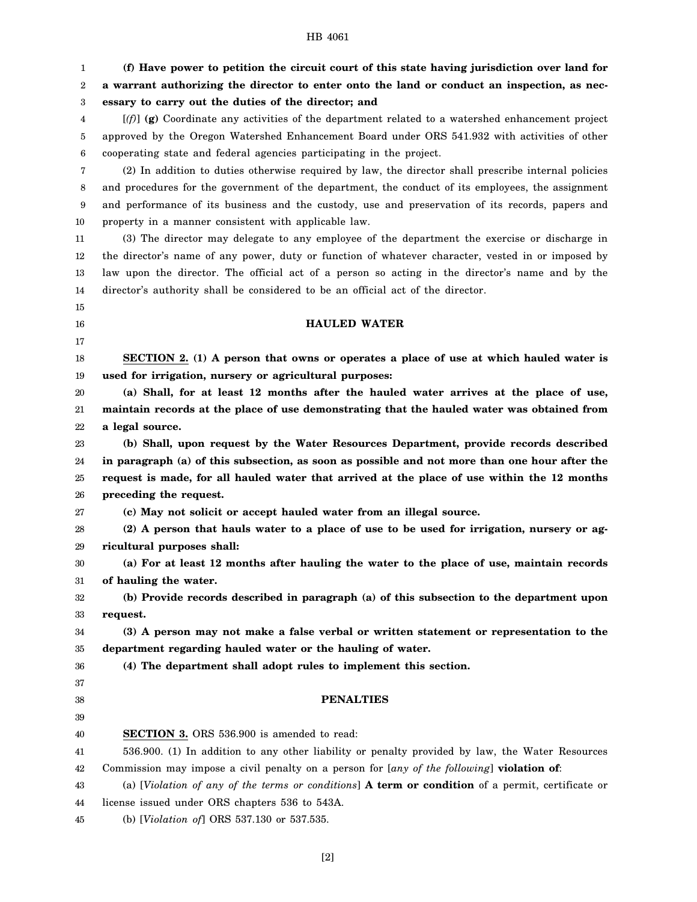**(f) Have power to petition the circuit court of this state having jurisdiction over land for a warrant authorizing the director to enter onto the land or conduct an inspection, as necessary to carry out the duties of the director; and**

[*(f)*] **(g)** Coordinate any activities of the department related to a watershed enhancement project approved by the Oregon Watershed Enhancement Board under ORS 541.932 with activities of other cooperating state and federal agencies participating in the project.

(2) In addition to duties otherwise required by law, the director shall prescribe internal policies and procedures for the government of the department, the conduct of its employees, the assignment and performance of its business and the custody, use and preservation of its records, papers and property in a manner consistent with applicable law.

(3) The director may delegate to any employee of the department the exercise or discharge in the director's name of any power, duty or function of whatever character, vested in or imposed by law upon the director. The official act of a person so acting in the director's name and by the director's authority shall be considered to be an official act of the director.

## HAULED WATER

**SECTION 2. (1) A person that owns or operates a place of use at which hauled water is used for irrigation, nursery or agricultural purposes:**

**(a) Shall, for at least 12 months after the hauled water arrives at the place of use, maintain records at the place of use demonstrating that the hauled water was obtained from a legal source.**

**(b) Shall, upon request by the Water Resources Department, provide records described in paragraph (a) of this subsection, as soon as possible and not more than one hour after the request is made, for all hauled water that arrived at the place of use within the 12 months preceding the request.**

**(c) May not solicit or accept hauled water from an illegal source.**

**(2) A person that hauls water to a place of use to be used for irrigation, nursery or agricultural purposes shall:**

**(a) For at least 12 months after hauling the water to the place of use, maintain records of hauling the water.**

**(b) Provide records described in paragraph (a) of this subsection to the department upon request.**

**(3) A person may not make a false verbal or written statement or representation to the department regarding hauled water or the hauling of water.**

**(4) The department shall adopt rules to implement this section.**

## PENALTIES

**SECTION 3.** ORS 536.900 is amended to read:

536.900. (1) In addition to any other liability or penalty provided by law, the Water Resources Commission may impose a civil penalty on a person for [*any of the following*] **violation of**:

(a) [*Violation of any of the terms or conditions*] **A term or condition** of a permit, certificate or license issued under ORS chapters 536 to 543A.

(b) [*Violation of*] ORS 537.130 or 537.535.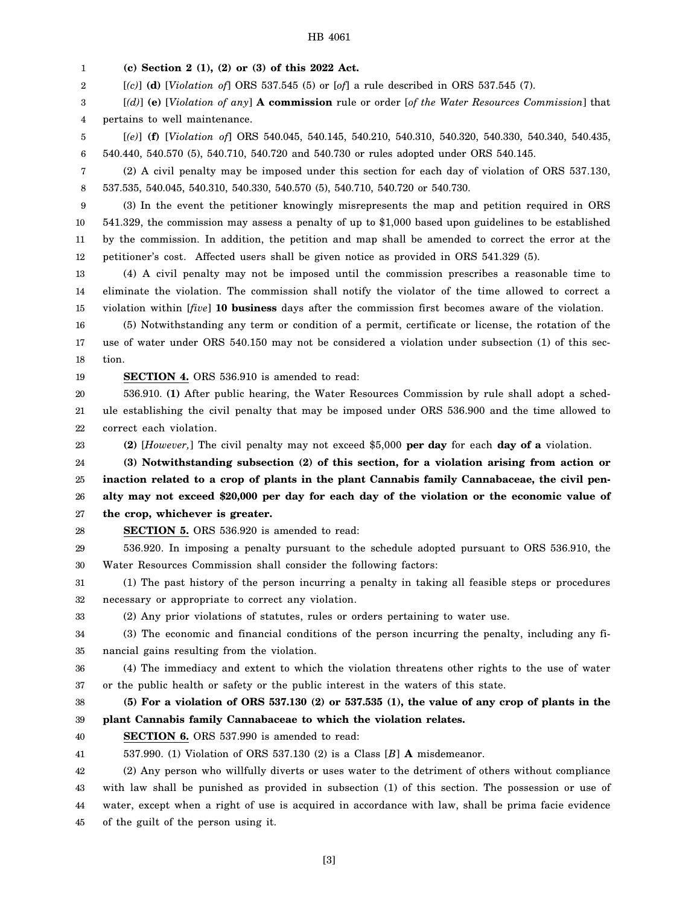**(c) Section 2 (1), (2) or (3) of this 2022 Act.**

[*(c)*] **(d)** [*Violation of*] ORS 537.545 (5) or [*of*] a rule described in ORS 537.545 (7).

[*(d)*] **(e)** [*Violation of any*] **A commission** rule or order [*of the Water Resources Commission*] that pertains to well maintenance.

[*(e)*] **(f)** [*Violation of*] ORS 540.045, 540.145, 540.210, 540.310, 540.320, 540.330, 540.340, 540.435, 540.440, 540.570 (5), 540.710, 540.720 and 540.730 or rules adopted under ORS 540.145.

(2) A civil penalty may be imposed under this section for each day of violation of ORS 537.130, 537.535, 540.045, 540.310, 540.330, 540.570 (5), 540.710, 540.720 or 540.730.

(3) In the event the petitioner knowingly misrepresents the map and petition required in ORS 541.329, the commission may assess a penalty of up to $1,000 based upon guidelines to be established by the commission. In addition, the petition and map shall be amended to correct the error at the petitioner's cost. Affected users shall be given notice as provided in ORS 541.329 (5).

(4) A civil penalty may not be imposed until the commission prescribes a reasonable time to eliminate the violation. The commission shall notify the violator of the time allowed to correct a violation within [*five*] **10 business** days after the commission first becomes aware of the violation.

(5) Notwithstanding any term or condition of a permit, certificate or license, the rotation of the use of water under ORS 540.150 may not be considered a violation under subsection (1) of this section.

**SECTION 4.** ORS 536.910 is amended to read:

536.910. **(1)** After public hearing, the Water Resources Commission by rule shall adopt a schedule establishing the civil penalty that may be imposed under ORS 536.900 and the time allowed to correct each violation.

**(2)** [*However,*] The civil penalty may not exceed $5,000 **per day** for each **day of a** violation.

**(3) Notwithstanding subsection (2) of this section, for a violation arising from action or inaction related to a crop of plants in the plant Cannabis family Cannabaceae, the civil penalty may not exceed $20,000 per day for each day of the violation or the economic value of the crop, whichever is greater.**

**SECTION 5.** ORS 536.920 is amended to read:

536.920. In imposing a penalty pursuant to the schedule adopted pursuant to ORS 536.910, the Water Resources Commission shall consider the following factors:

(1) The past history of the person incurring a penalty in taking all feasible steps or procedures necessary or appropriate to correct any violation.

(2) Any prior violations of statutes, rules or orders pertaining to water use.

(3) The economic and financial conditions of the person incurring the penalty, including any financial gains resulting from the violation.

(4) The immediacy and extent to which the violation threatens other rights to the use of water or the public health or safety or the public interest in the waters of this state.

**(5) For a violation of ORS 537.130 (2) or 537.535 (1), the value of any crop of plants in the plant Cannabis family Cannabaceae to which the violation relates.**

**SECTION 6.** ORS 537.990 is amended to read:

537.990. (1) Violation of ORS 537.130 (2) is a Class [*B*] **A** misdemeanor.

(2) Any person who willfully diverts or uses water to the detriment of others without compliance with law shall be punished as provided in subsection (1) of this section. The possession or use of water, except when a right of use is acquired in accordance with law, shall be prima facie evidence of the guilt of the person using it.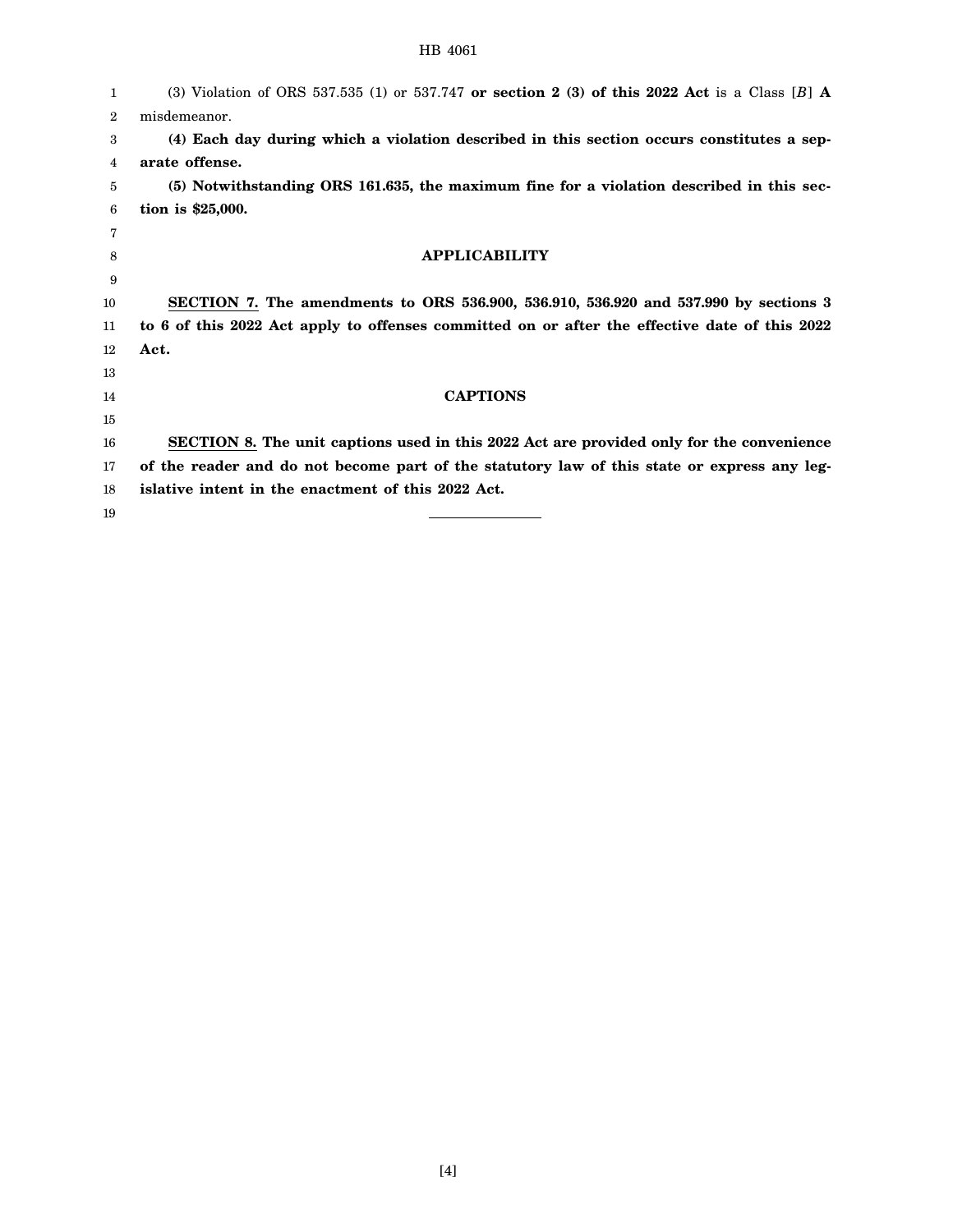(3) Violation of ORS 537.535 (1) or 537.747 **or section 2 (3) of this 2022 Act** is a Class [*B*] **A** misdemeanor.

**(4) Each day during which a violation described in this section occurs constitutes a separate offense.**

**(5) Notwithstanding ORS 161.635, the maximum fine for a violation described in this section is $25,000.**

## APPLICABILITY

**SECTION 7. The amendments to ORS 536.900, 536.910, 536.920 and 537.990 by sections 3 to 6 of this 2022 Act apply to offenses committed on or after the effective date of this 2022 Act.**

## CAPTIONS

**SECTION 8. The unit captions used in this 2022 Act are provided only for the convenience of the reader and do not become part of the statutory law of this state or express any legislative intent in the enactment of this 2022 Act.**